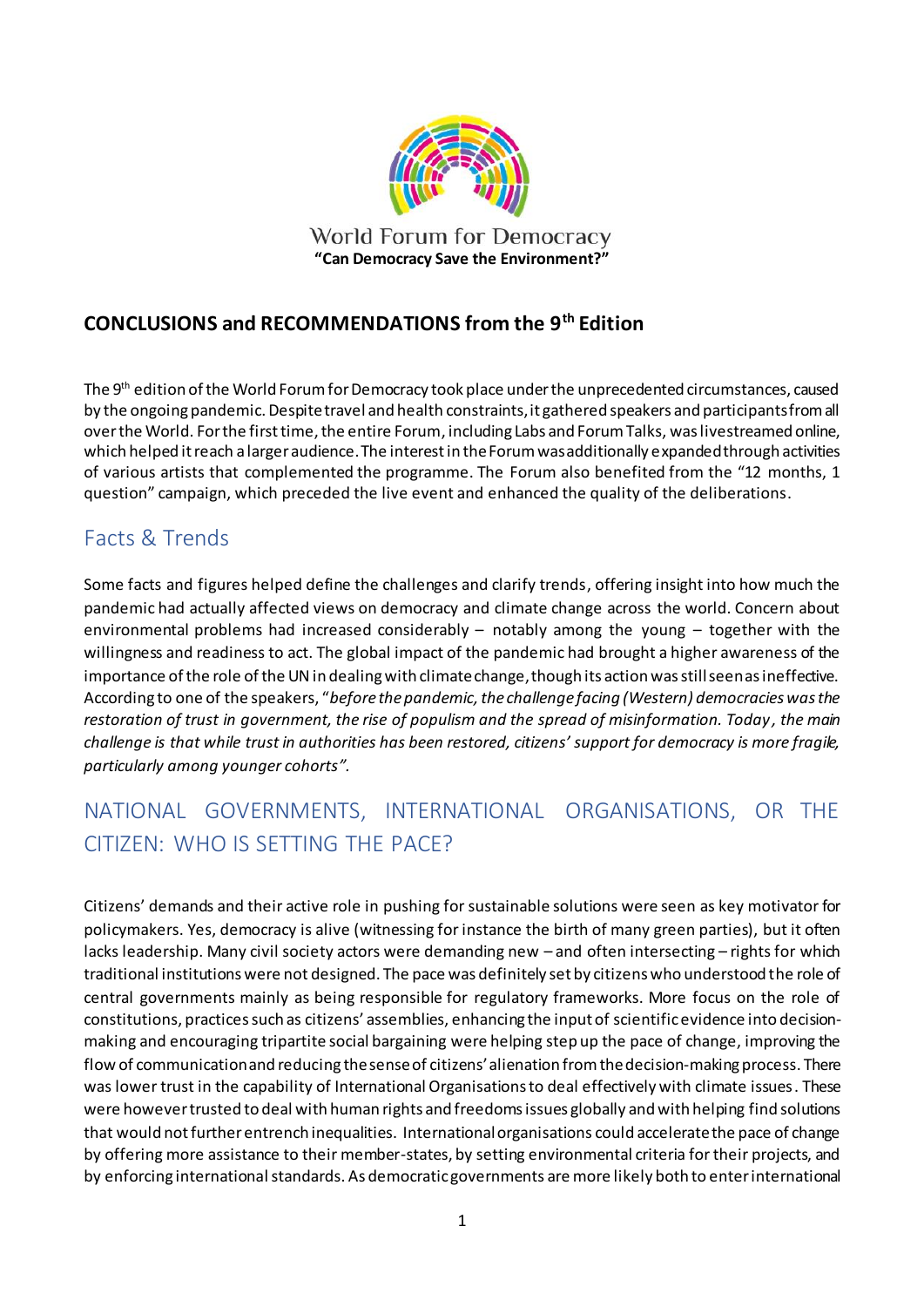World Forum for Democracy

**"Can Democracy Save the Environment?"**

## CONCLUSIONS and RECOMMENDATIONS from the 9th Edition

The 9th edition of the World Forum for Democracy took place under the unprecedented circumstances, caused by the ongoing pandemic. Despite travel and health constraints, it gathered speakers and participants from all over the World. For the first time, the entire Forum, including Labs and Forum Talks, was livestreamed online, which helped it reach a larger audience. The interest in the Forum was additionally expanded through activities of various artists that complemented the programme. The Forum also benefited from the "12 months, 1 question" campaign, which preceded the live event and enhanced the quality of the deliberations.

## Facts & Trends

Some facts and figures helped define the challenges and clarify trends, offering insight into how much the pandemic had actually affected views on democracy and climate change across the world. Concern about environmental problems had increased considerably – notably among the young – together with the willingness and readiness to act. The global impact of the pandemic had brought a higher awareness of the importance of the role of the UN in dealing with climate change, though its action was still seen as ineffective. According to one of the speakers, "*before the pandemic, the challenge facing (Western) democracies was the restoration of trust in government, the rise of populism and the spread of misinformation. Today, the main challenge is that while trust in authorities has been restored, citizens' support for democracy is more fragile, particularly among younger cohorts".*

## NATIONAL GOVERNMENTS, INTERNATIONAL ORGANISATIONS, OR THE CITIZEN: WHO IS SETTING THE PACE?

Citizens' demands and their active role in pushing for sustainable solutions were seen as key motivator for policymakers. Yes, democracy is alive (witnessing for instance the birth of many green parties), but it often lacks leadership. Many civil society actors were demanding new – and often intersecting – rights for which traditional institutions were not designed. The pace was definitely set by citizens who understood the role of central governments mainly as being responsible for regulatory frameworks. More focus on the role of constitutions, practices such as citizens' assemblies, enhancing the input of scientific evidence into decision-making and encouraging tripartite social bargaining were helping step up the pace of change, improving the flow of communication and reducing the sense of citizens' alienation from the decision-making process. There was lower trust in the capability of International Organisations to deal effectively with climate issues. These were however trusted to deal with human rights and freedoms issues globally and with helping find solutions that would not further entrench inequalities. International organisations could accelerate the pace of change by offering more assistance to their member-states, by setting environmental criteria for their projects, and by enforcing international standards. As democratic governments are more likely both to enter international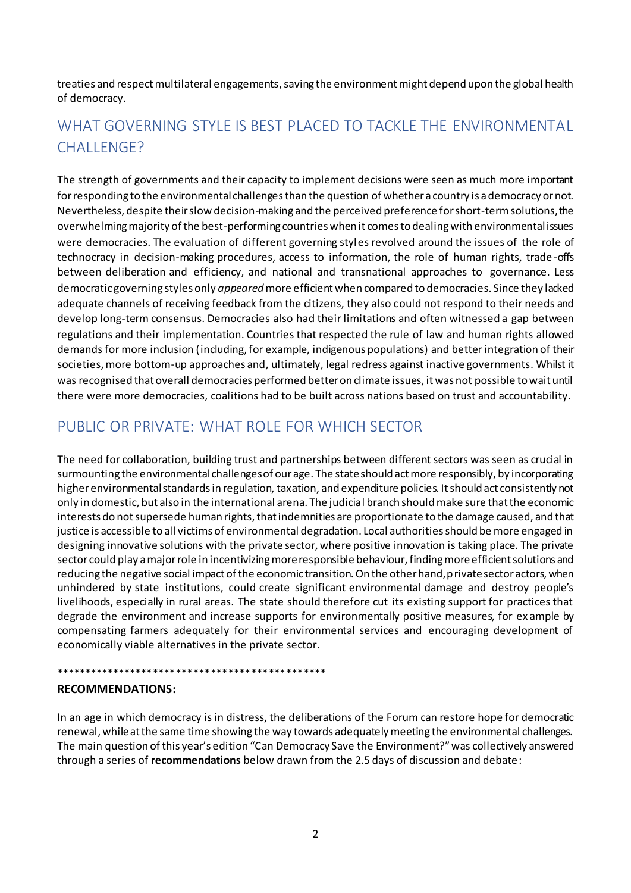treaties and respect multilateral engagements, saving the environment might depend upon the global health of democracy.

## WHAT GOVERNING STYLE IS BEST PLACED TO TACKLE THE ENVIRONMENTAL CHALLENGE?

The strength of governments and their capacity to implement decisions were seen as much more important for responding to the environmental challenges than the question of whether a country is a democracy or not. Nevertheless, despite their slow decision-making and the perceived preference for short-term solutions, the overwhelming majority of the best-performing countries when it comes to dealing with environmental issues were democracies. The evaluation of different governing styles revolved around the issues of the role of technocracy in decision-making procedures, access to information, the role of human rights, trade-offs between deliberation and efficiency, and national and transnational approaches to governance. Less democratic governing styles only *appeared* more efficient when compared to democracies. Since they lacked adequate channels of receiving feedback from the citizens, they also could not respond to their needs and develop long-term consensus. Democracies also had their limitations and often witnessed a gap between regulations and their implementation. Countries that respected the rule of law and human rights allowed demands for more inclusion (including, for example, indigenous populations) and better integration of their societies, more bottom-up approaches and, ultimately, legal redress against inactive governments. Whilst it was recognised that overall democracies performed better on climate issues, it was not possible to wait until there were more democracies, coalitions had to be built across nations based on trust and accountability.

## PUBLIC OR PRIVATE: WHAT ROLE FOR WHICH SECTOR

The need for collaboration, building trust and partnerships between different sectors was seen as crucial in surmounting the environmental challenges of our age. The state should act more responsibly, by incorporating higher environmental standards in regulation, taxation, and expenditure policies. It should act consistently not only in domestic, but also in the international arena. The judicial branch should make sure that the economic interests do not supersede human rights, that indemnities are proportionate to the damage caused, and that justice is accessible to all victims of environmental degradation. Local authorities should be more engaged in designing innovative solutions with the private sector, where positive innovation is taking place. The private sector could play a major role in incentivizing more responsible behaviour, finding more efficient solutions and reducing the negative social impact of the economic transition. On the other hand, private sector actors, when unhindered by state institutions, could create significant environmental damage and destroy people's livelihoods, especially in rural areas. The state should therefore cut its existing support for practices that degrade the environment and increase supports for environmentally positive measures, for example by compensating farmers adequately for their environmental services and encouraging development of economically viable alternatives in the private sector.

**************************************************

**RECOMMENDATIONS:**

In an age in which democracy is in distress, the deliberations of the Forum can restore hope for democratic renewal, while at the same time showing the way towards adequately meeting the environmental challenges. The main question of this year's edition "Can Democracy Save the Environment?" was collectively answered through a series of **recommendations** below drawn from the 2.5 days of discussion and debate: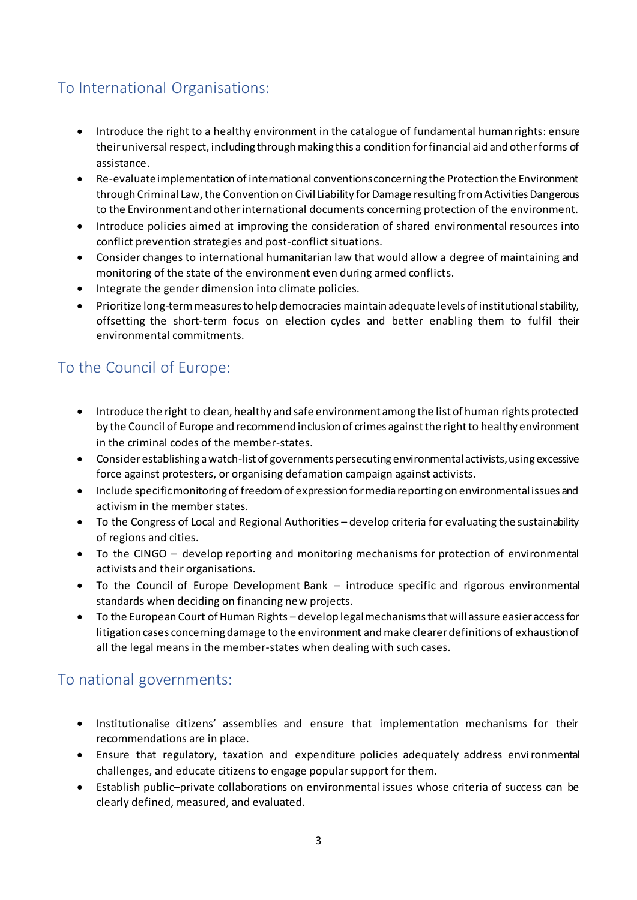## To International Organisations:

- Introduce the right to a healthy environment in the catalogue of fundamental human rights: ensure their universal respect, including through making this a condition for financial aid and other forms of assistance.
- Re-evaluate implementation of international conventions concerning the Protection the Environment through Criminal Law, the Convention on Civil Liability for Damage resulting from Activities Dangerous to the Environment and other international documents concerning protection of the environment.
- Introduce policies aimed at improving the consideration of shared environmental resources into conflict prevention strategies and post-conflict situations.
- Consider changes to international humanitarian law that would allow a degree of maintaining and monitoring of the state of the environment even during armed conflicts.
- Integrate the gender dimension into climate policies.
- Prioritize long-term measures to help democracies maintain adequate levels of institutional stability, offsetting the short-term focus on election cycles and better enabling them to fulfil their environmental commitments.

## To the Council of Europe:

- Introduce the right to clean, healthy and safe environment among the list of human rights protected by the Council of Europe and recommend inclusion of crimes against the right to healthy environment in the criminal codes of the member-states.
- Consider establishing a watch-list of governments persecuting environmental activists, using excessive force against protesters, or organising defamation campaign against activists.
- Include specific monitoring of freedom of expression for media reporting on environmental issues and activism in the member states.
- To the Congress of Local and Regional Authorities – develop criteria for evaluating the sustainability of regions and cities.
- To the CINGO – develop reporting and monitoring mechanisms for protection of environmental activists and their organisations.
- To the Council of Europe Development Bank – introduce specific and rigorous environmental standards when deciding on financing new projects.
- To the European Court of Human Rights – develop legal mechanisms that will assure easier access for litigation cases concerning damage to the environment and make clearer definitions of exhaustion of all the legal means in the member-states when dealing with such cases.

## To national governments:

- Institutionalise citizens' assemblies and ensure that implementation mechanisms for their recommendations are in place.
- Ensure that regulatory, taxation and expenditure policies adequately address environmental challenges, and educate citizens to engage popular support for them.
- Establish public–private collaborations on environmental issues whose criteria of success can be clearly defined, measured, and evaluated.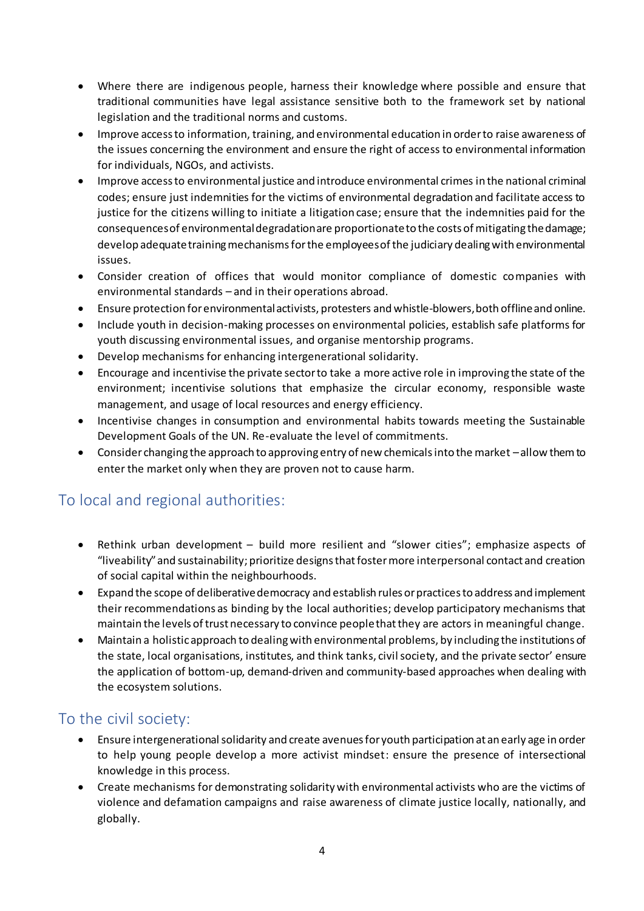- Where there are indigenous people, harness their knowledge where possible and ensure that traditional communities have legal assistance sensitive both to the framework set by national legislation and the traditional norms and customs.
- Improve access to information, training, and environmental education in order to raise awareness of the issues concerning the environment and ensure the right of access to environmental information for individuals, NGOs, and activists.
- Improve access to environmental justice and introduce environmental crimes in the national criminal codes; ensure just indemnities for the victims of environmental degradation and facilitate access to justice for the citizens willing to initiate a litigation case; ensure that the indemnities paid for the consequences of environmental degradation are proportionate to the costs of mitigating the damage; develop adequate training mechanisms for the employees of the judiciary dealing with environmental issues.
- Consider creation of offices that would monitor compliance of domestic companies with environmental standards – and in their operations abroad.
- Ensure protection for environmental activists, protesters and whistle-blowers, both offline and online.
- Include youth in decision-making processes on environmental policies, establish safe platforms for youth discussing environmental issues, and organise mentorship programs.
- Develop mechanisms for enhancing intergenerational solidarity.
- Encourage and incentivise the private sector to take a more active role in improving the state of the environment; incentivise solutions that emphasize the circular economy, responsible waste management, and usage of local resources and energy efficiency.
- Incentivise changes in consumption and environmental habits towards meeting the Sustainable Development Goals of the UN. Re-evaluate the level of commitments.
- Consider changing the approach to approving entry of new chemicals into the market – allow them to enter the market only when they are proven not to cause harm.

## To local and regional authorities:

- Rethink urban development – build more resilient and "slower cities"; emphasize aspects of "liveability" and sustainability; prioritize designs that foster more interpersonal contact and creation of social capital within the neighbourhoods.
- Expand the scope of deliberative democracy and establish rules or practices to address and implement their recommendations as binding by the local authorities; develop participatory mechanisms that maintain the levels of trust necessary to convince people that they are actors in meaningful change.
- Maintain a holistic approach to dealing with environmental problems, by including the institutions of the state, local organisations, institutes, and think tanks, civil society, and the private sector' ensure the application of bottom-up, demand-driven and community-based approaches when dealing with the ecosystem solutions.

## To the civil society:

- Ensure intergenerational solidarity and create avenues for youth participation at an early age in order to help young people develop a more activist mindset: ensure the presence of intersectional knowledge in this process.
- Create mechanisms for demonstrating solidarity with environmental activists who are the victims of violence and defamation campaigns and raise awareness of climate justice locally, nationally, and globally.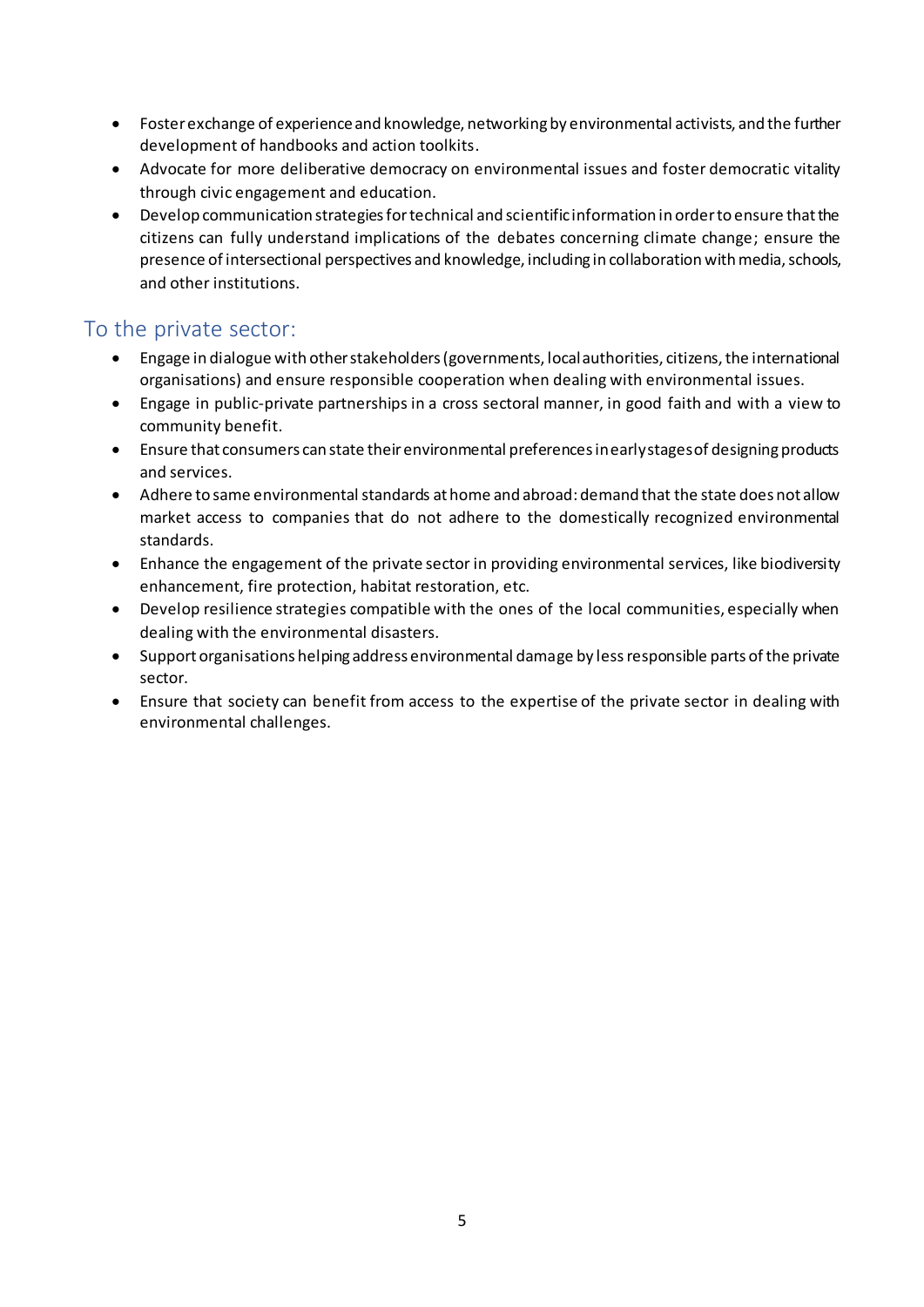- Foster exchange of experience and knowledge, networking by environmental activists, and the further development of handbooks and action toolkits.
- Advocate for more deliberative democracy on environmental issues and foster democratic vitality through civic engagement and education.
- Develop communication strategies for technical and scientific information in order to ensure that the citizens can fully understand implications of the debates concerning climate change; ensure the presence of intersectional perspectives and knowledge, including in collaboration with media, schools, and other institutions.

## To the private sector:

- Engage in dialogue with other stakeholders (governments, local authorities, citizens, the international organisations) and ensure responsible cooperation when dealing with environmental issues.
- Engage in public-private partnerships in a cross sectoral manner, in good faith and with a view to community benefit.
- Ensure that consumers can state their environmental preferences in early stages of designing products and services.
- Adhere to same environmental standards at home and abroad: demand that the state does not allow market access to companies that do not adhere to the domestically recognized environmental standards.
- Enhance the engagement of the private sector in providing environmental services, like biodiversity enhancement, fire protection, habitat restoration, etc.
- Develop resilience strategies compatible with the ones of the local communities, especially when dealing with the environmental disasters.
- Support organisations helping address environmental damage by less responsible parts of the private sector.
- Ensure that society can benefit from access to the expertise of the private sector in dealing with environmental challenges.